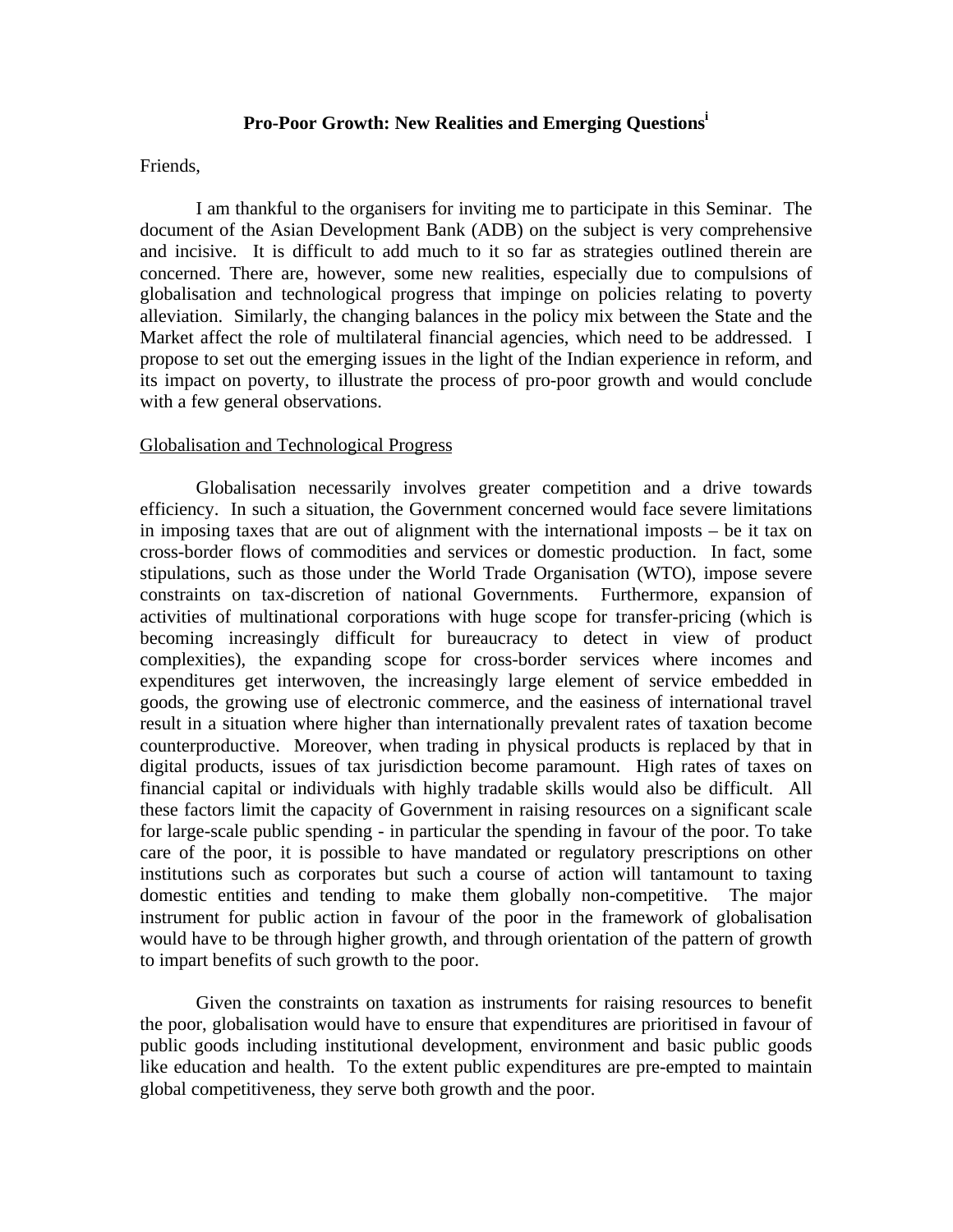# Pro-Poor Growth: New Realities and Emerging Questions[i]

Friends,

I am thankful to the organisers for inviting me to participate in this Seminar. The document of the Asian Development Bank (ADB) on the subject is very comprehensive and incisive. It is difficult to add much to it so far as strategies outlined therein are concerned. There are, however, some new realities, especially due to compulsions of globalisation and technological progress that impinge on policies relating to poverty alleviation. Similarly, the changing balances in the policy mix between the State and the Market affect the role of multilateral financial agencies, which need to be addressed. I propose to set out the emerging issues in the light of the Indian experience in reform, and its impact on poverty, to illustrate the process of pro-poor growth and would conclude with a few general observations.

## Globalisation and Technological Progress

Globalisation necessarily involves greater competition and a drive towards efficiency. In such a situation, the Government concerned would face severe limitations in imposing taxes that are out of alignment with the international imposts – be it tax on cross-border flows of commodities and services or domestic production. In fact, some stipulations, such as those under the World Trade Organisation (WTO), impose severe constraints on tax-discretion of national Governments. Furthermore, expansion of activities of multinational corporations with huge scope for transfer-pricing (which is becoming increasingly difficult for bureaucracy to detect in view of product complexities), the expanding scope for cross-border services where incomes and expenditures get interwoven, the increasingly large element of service embedded in goods, the growing use of electronic commerce, and the easiness of international travel result in a situation where higher than internationally prevalent rates of taxation become counterproductive. Moreover, when trading in physical products is replaced by that in digital products, issues of tax jurisdiction become paramount. High rates of taxes on financial capital or individuals with highly tradable skills would also be difficult. All these factors limit the capacity of Government in raising resources on a significant scale for large-scale public spending - in particular the spending in favour of the poor. To take care of the poor, it is possible to have mandated or regulatory prescriptions on other institutions such as corporates but such a course of action will tantamount to taxing domestic entities and tending to make them globally non-competitive. The major instrument for public action in favour of the poor in the framework of globalisation would have to be through higher growth, and through orientation of the pattern of growth to impart benefits of such growth to the poor.

Given the constraints on taxation as instruments for raising resources to benefit the poor, globalisation would have to ensure that expenditures are prioritised in favour of public goods including institutional development, environment and basic public goods like education and health. To the extent public expenditures are pre-empted to maintain global competitiveness, they serve both growth and the poor.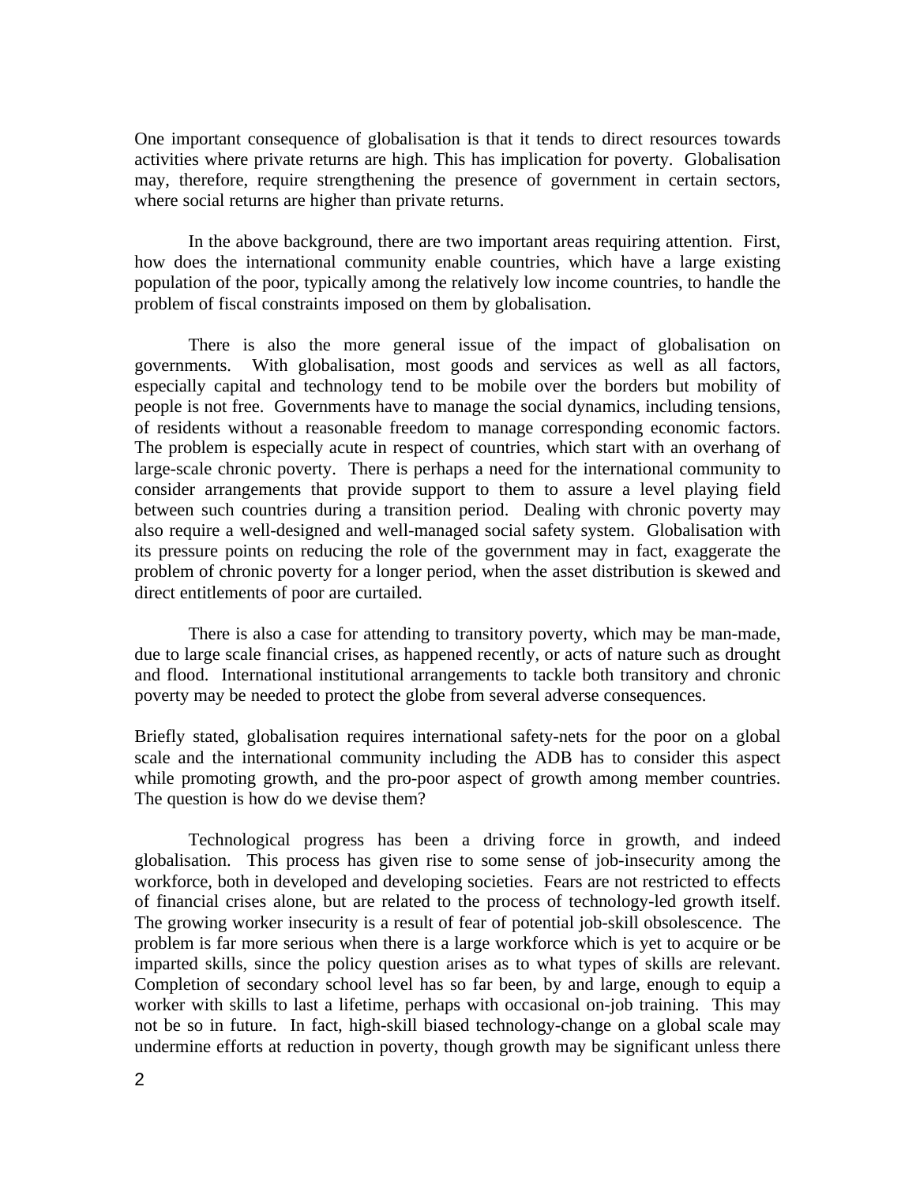One important consequence of globalisation is that it tends to direct resources towards activities where private returns are high. This has implication for poverty. Globalisation may, therefore, require strengthening the presence of government in certain sectors, where social returns are higher than private returns.

In the above background, there are two important areas requiring attention. First, how does the international community enable countries, which have a large existing population of the poor, typically among the relatively low income countries, to handle the problem of fiscal constraints imposed on them by globalisation.

There is also the more general issue of the impact of globalisation on governments. With globalisation, most goods and services as well as all factors, especially capital and technology tend to be mobile over the borders but mobility of people is not free. Governments have to manage the social dynamics, including tensions, of residents without a reasonable freedom to manage corresponding economic factors. The problem is especially acute in respect of countries, which start with an overhang of large-scale chronic poverty. There is perhaps a need for the international community to consider arrangements that provide support to them to assure a level playing field between such countries during a transition period. Dealing with chronic poverty may also require a well-designed and well-managed social safety system. Globalisation with its pressure points on reducing the role of the government may in fact, exaggerate the problem of chronic poverty for a longer period, when the asset distribution is skewed and direct entitlements of poor are curtailed.

There is also a case for attending to transitory poverty, which may be man-made, due to large scale financial crises, as happened recently, or acts of nature such as drought and flood. International institutional arrangements to tackle both transitory and chronic poverty may be needed to protect the globe from several adverse consequences.

Briefly stated, globalisation requires international safety-nets for the poor on a global scale and the international community including the ADB has to consider this aspect while promoting growth, and the pro-poor aspect of growth among member countries. The question is how do we devise them?

Technological progress has been a driving force in growth, and indeed globalisation. This process has given rise to some sense of job-insecurity among the workforce, both in developed and developing societies. Fears are not restricted to effects of financial crises alone, but are related to the process of technology-led growth itself. The growing worker insecurity is a result of fear of potential job-skill obsolescence. The problem is far more serious when there is a large workforce which is yet to acquire or be imparted skills, since the policy question arises as to what types of skills are relevant. Completion of secondary school level has so far been, by and large, enough to equip a worker with skills to last a lifetime, perhaps with occasional on-job training. This may not be so in future. In fact, high-skill biased technology-change on a global scale may undermine efforts at reduction in poverty, though growth may be significant unless there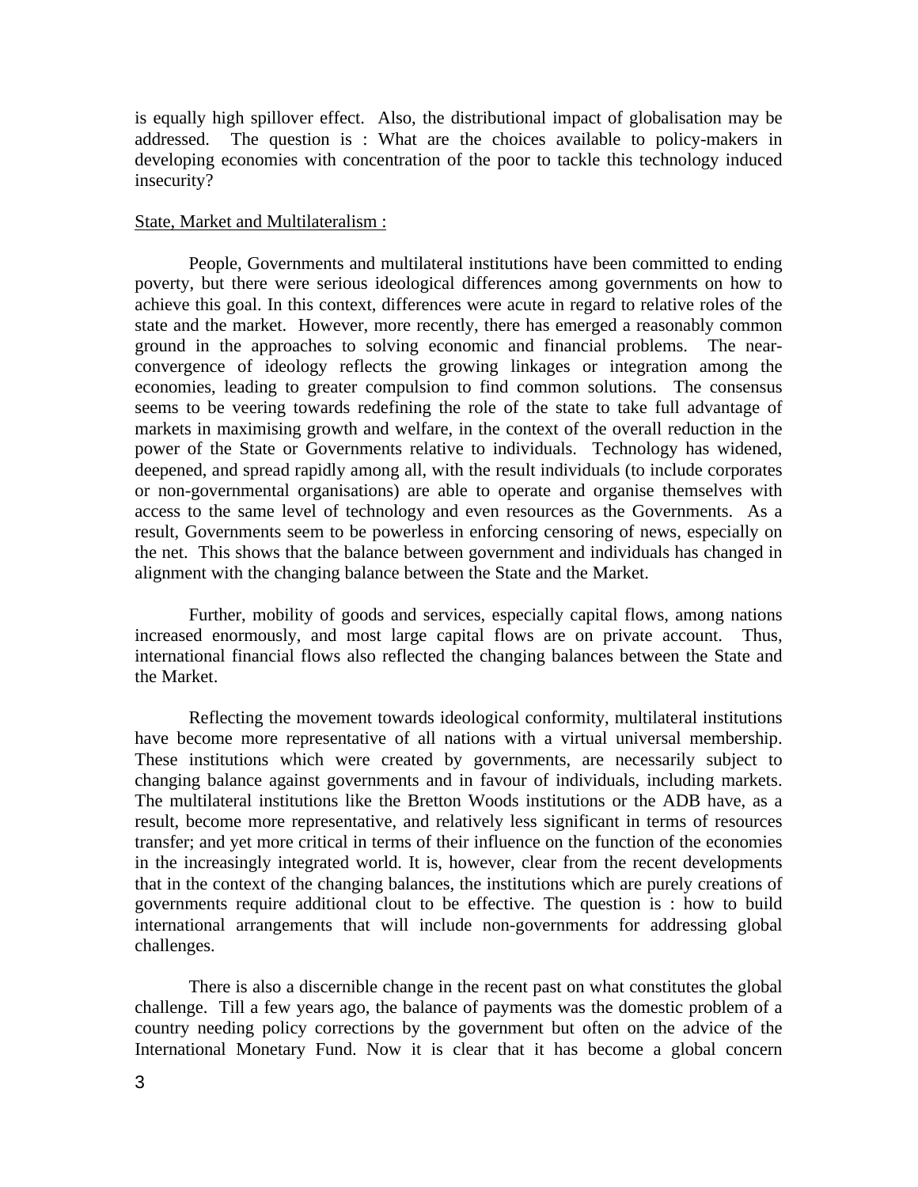is equally high spillover effect. Also, the distributional impact of globalisation may be addressed. The question is : What are the choices available to policy-makers in developing economies with concentration of the poor to tackle this technology induced insecurity?

<u>State, Market and Multilateralism :</u>

People, Governments and multilateral institutions have been committed to ending poverty, but there were serious ideological differences among governments on how to achieve this goal. In this context, differences were acute in regard to relative roles of the state and the market. However, more recently, there has emerged a reasonably common ground in the approaches to solving economic and financial problems. The near-convergence of ideology reflects the growing linkages or integration among the economies, leading to greater compulsion to find common solutions. The consensus seems to be veering towards redefining the role of the state to take full advantage of markets in maximising growth and welfare, in the context of the overall reduction in the power of the State or Governments relative to individuals. Technology has widened, deepened, and spread rapidly among all, with the result individuals (to include corporates or non-governmental organisations) are able to operate and organise themselves with access to the same level of technology and even resources as the Governments. As a result, Governments seem to be powerless in enforcing censoring of news, especially on the net. This shows that the balance between government and individuals has changed in alignment with the changing balance between the State and the Market.

Further, mobility of goods and services, especially capital flows, among nations increased enormously, and most large capital flows are on private account. Thus, international financial flows also reflected the changing balances between the State and the Market.

Reflecting the movement towards ideological conformity, multilateral institutions have become more representative of all nations with a virtual universal membership. These institutions which were created by governments, are necessarily subject to changing balance against governments and in favour of individuals, including markets. The multilateral institutions like the Bretton Woods institutions or the ADB have, as a result, become more representative, and relatively less significant in terms of resources transfer; and yet more critical in terms of their influence on the function of the economies in the increasingly integrated world. It is, however, clear from the recent developments that in the context of the changing balances, the institutions which are purely creations of governments require additional clout to be effective. The question is : how to build international arrangements that will include non-governments for addressing global challenges.

There is also a discernible change in the recent past on what constitutes the global challenge. Till a few years ago, the balance of payments was the domestic problem of a country needing policy corrections by the government but often on the advice of the International Monetary Fund. Now it is clear that it has become a global concern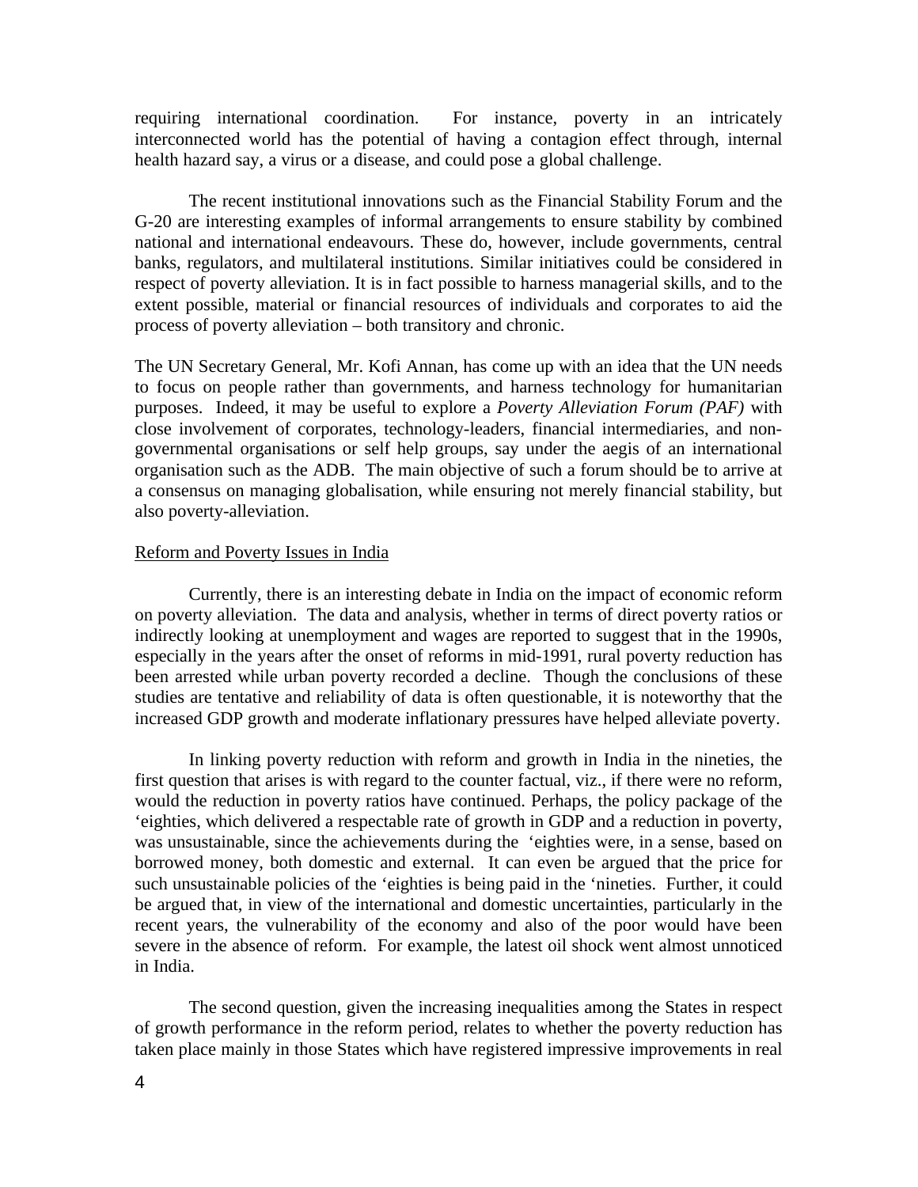requiring international coordination. For instance, poverty in an intricately interconnected world has the potential of having a contagion effect through, internal health hazard say, a virus or a disease, and could pose a global challenge.

The recent institutional innovations such as the Financial Stability Forum and the G-20 are interesting examples of informal arrangements to ensure stability by combined national and international endeavours. These do, however, include governments, central banks, regulators, and multilateral institutions. Similar initiatives could be considered in respect of poverty alleviation. It is in fact possible to harness managerial skills, and to the extent possible, material or financial resources of individuals and corporates to aid the process of poverty alleviation – both transitory and chronic.

The UN Secretary General, Mr. Kofi Annan, has come up with an idea that the UN needs to focus on people rather than governments, and harness technology for humanitarian purposes. Indeed, it may be useful to explore a *Poverty Alleviation Forum (PAF)* with close involvement of corporates, technology-leaders, financial intermediaries, and non-governmental organisations or self help groups, say under the aegis of an international organisation such as the ADB. The main objective of such a forum should be to arrive at a consensus on managing globalisation, while ensuring not merely financial stability, but also poverty-alleviation.

## Reform and Poverty Issues in India

Currently, there is an interesting debate in India on the impact of economic reform on poverty alleviation. The data and analysis, whether in terms of direct poverty ratios or indirectly looking at unemployment and wages are reported to suggest that in the 1990s, especially in the years after the onset of reforms in mid-1991, rural poverty reduction has been arrested while urban poverty recorded a decline. Though the conclusions of these studies are tentative and reliability of data is often questionable, it is noteworthy that the increased GDP growth and moderate inflationary pressures have helped alleviate poverty.

In linking poverty reduction with reform and growth in India in the nineties, the first question that arises is with regard to the counter factual, viz., if there were no reform, would the reduction in poverty ratios have continued. Perhaps, the policy package of the 'eighties, which delivered a respectable rate of growth in GDP and a reduction in poverty, was unsustainable, since the achievements during the 'eighties were, in a sense, based on borrowed money, both domestic and external. It can even be argued that the price for such unsustainable policies of the 'eighties is being paid in the 'nineties. Further, it could be argued that, in view of the international and domestic uncertainties, particularly in the recent years, the vulnerability of the economy and also of the poor would have been severe in the absence of reform. For example, the latest oil shock went almost unnoticed in India.

The second question, given the increasing inequalities among the States in respect of growth performance in the reform period, relates to whether the poverty reduction has taken place mainly in those States which have registered impressive improvements in real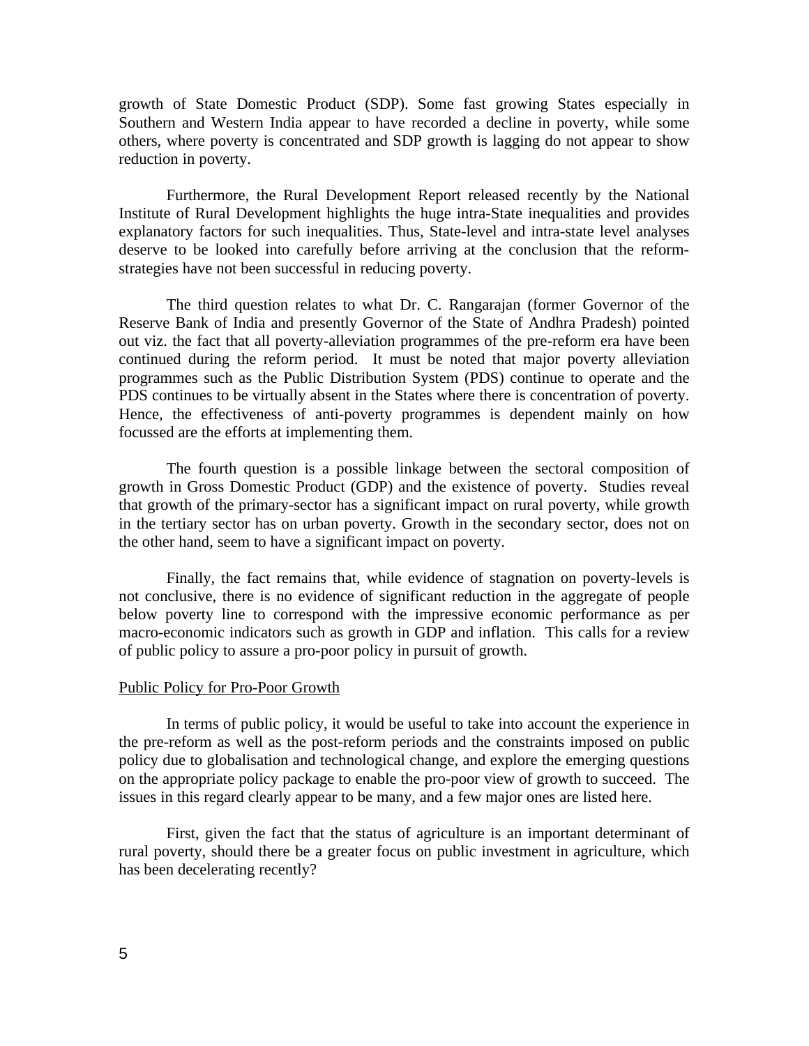growth of State Domestic Product (SDP). Some fast growing States especially in Southern and Western India appear to have recorded a decline in poverty, while some others, where poverty is concentrated and SDP growth is lagging do not appear to show reduction in poverty.

Furthermore, the Rural Development Report released recently by the National Institute of Rural Development highlights the huge intra-State inequalities and provides explanatory factors for such inequalities. Thus, State-level and intra-state level analyses deserve to be looked into carefully before arriving at the conclusion that the reform-strategies have not been successful in reducing poverty.

The third question relates to what Dr. C. Rangarajan (former Governor of the Reserve Bank of India and presently Governor of the State of Andhra Pradesh) pointed out viz. the fact that all poverty-alleviation programmes of the pre-reform era have been continued during the reform period. It must be noted that major poverty alleviation programmes such as the Public Distribution System (PDS) continue to operate and the PDS continues to be virtually absent in the States where there is concentration of poverty. Hence, the effectiveness of anti-poverty programmes is dependent mainly on how focussed are the efforts at implementing them.

The fourth question is a possible linkage between the sectoral composition of growth in Gross Domestic Product (GDP) and the existence of poverty. Studies reveal that growth of the primary-sector has a significant impact on rural poverty, while growth in the tertiary sector has on urban poverty. Growth in the secondary sector, does not on the other hand, seem to have a significant impact on poverty.

Finally, the fact remains that, while evidence of stagnation on poverty-levels is not conclusive, there is no evidence of significant reduction in the aggregate of people below poverty line to correspond with the impressive economic performance as per macro-economic indicators such as growth in GDP and inflation. This calls for a review of public policy to assure a pro-poor policy in pursuit of growth.

## Public Policy for Pro-Poor Growth

In terms of public policy, it would be useful to take into account the experience in the pre-reform as well as the post-reform periods and the constraints imposed on public policy due to globalisation and technological change, and explore the emerging questions on the appropriate policy package to enable the pro-poor view of growth to succeed. The issues in this regard clearly appear to be many, and a few major ones are listed here.

First, given the fact that the status of agriculture is an important determinant of rural poverty, should there be a greater focus on public investment in agriculture, which has been decelerating recently?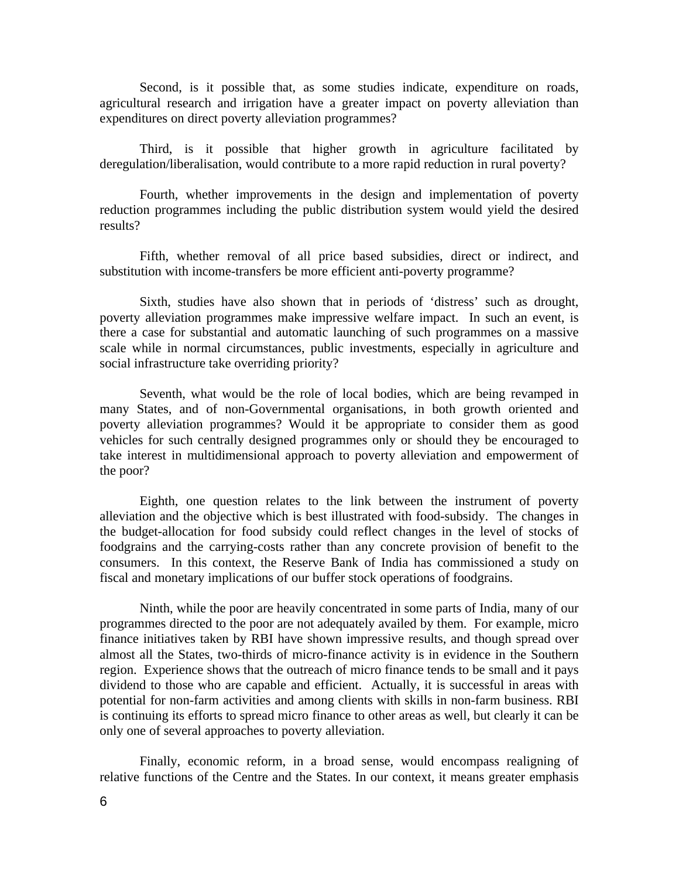Second, is it possible that, as some studies indicate, expenditure on roads, agricultural research and irrigation have a greater impact on poverty alleviation than expenditures on direct poverty alleviation programmes?

Third, is it possible that higher growth in agriculture facilitated by deregulation/liberalisation, would contribute to a more rapid reduction in rural poverty?

Fourth, whether improvements in the design and implementation of poverty reduction programmes including the public distribution system would yield the desired results?

Fifth, whether removal of all price based subsidies, direct or indirect, and substitution with income-transfers be more efficient anti-poverty programme?

Sixth, studies have also shown that in periods of 'distress' such as drought, poverty alleviation programmes make impressive welfare impact. In such an event, is there a case for substantial and automatic launching of such programmes on a massive scale while in normal circumstances, public investments, especially in agriculture and social infrastructure take overriding priority?

Seventh, what would be the role of local bodies, which are being revamped in many States, and of non-Governmental organisations, in both growth oriented and poverty alleviation programmes? Would it be appropriate to consider them as good vehicles for such centrally designed programmes only or should they be encouraged to take interest in multidimensional approach to poverty alleviation and empowerment of the poor?

Eighth, one question relates to the link between the instrument of poverty alleviation and the objective which is best illustrated with food-subsidy. The changes in the budget-allocation for food subsidy could reflect changes in the level of stocks of foodgrains and the carrying-costs rather than any concrete provision of benefit to the consumers. In this context, the Reserve Bank of India has commissioned a study on fiscal and monetary implications of our buffer stock operations of foodgrains.

Ninth, while the poor are heavily concentrated in some parts of India, many of our programmes directed to the poor are not adequately availed by them. For example, micro finance initiatives taken by RBI have shown impressive results, and though spread over almost all the States, two-thirds of micro-finance activity is in evidence in the Southern region. Experience shows that the outreach of micro finance tends to be small and it pays dividend to those who are capable and efficient. Actually, it is successful in areas with potential for non-farm activities and among clients with skills in non-farm business. RBI is continuing its efforts to spread micro finance to other areas as well, but clearly it can be only one of several approaches to poverty alleviation.

Finally, economic reform, in a broad sense, would encompass realigning of relative functions of the Centre and the States. In our context, it means greater emphasis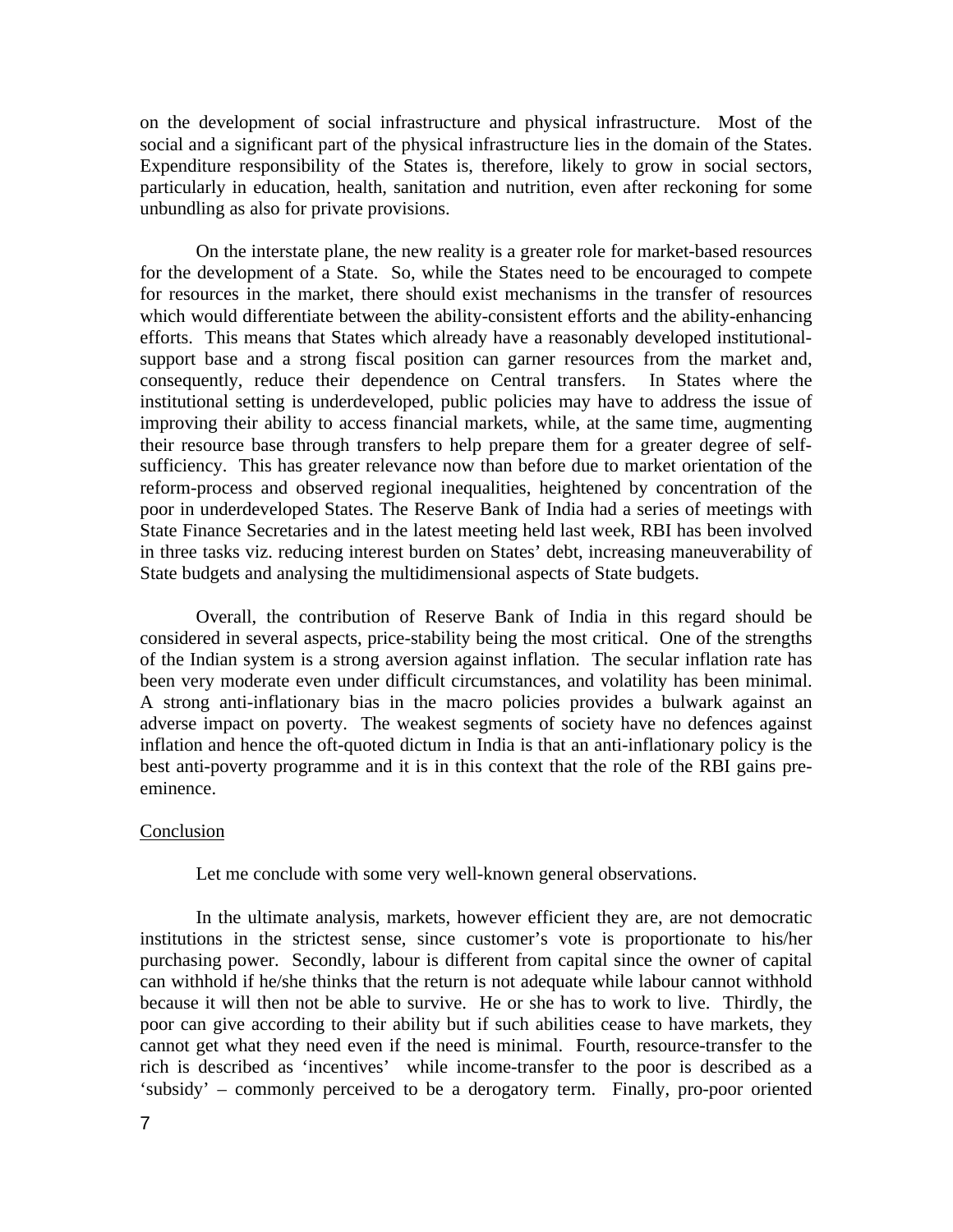on the development of social infrastructure and physical infrastructure. Most of the social and a significant part of the physical infrastructure lies in the domain of the States. Expenditure responsibility of the States is, therefore, likely to grow in social sectors, particularly in education, health, sanitation and nutrition, even after reckoning for some unbundling as also for private provisions.

On the interstate plane, the new reality is a greater role for market-based resources for the development of a State. So, while the States need to be encouraged to compete for resources in the market, there should exist mechanisms in the transfer of resources which would differentiate between the ability-consistent efforts and the ability-enhancing efforts. This means that States which already have a reasonably developed institutional-support base and a strong fiscal position can garner resources from the market and, consequently, reduce their dependence on Central transfers. In States where the institutional setting is underdeveloped, public policies may have to address the issue of improving their ability to access financial markets, while, at the same time, augmenting their resource base through transfers to help prepare them for a greater degree of self-sufficiency. This has greater relevance now than before due to market orientation of the reform-process and observed regional inequalities, heightened by concentration of the poor in underdeveloped States. The Reserve Bank of India had a series of meetings with State Finance Secretaries and in the latest meeting held last week, RBI has been involved in three tasks viz. reducing interest burden on States' debt, increasing maneuverability of State budgets and analysing the multidimensional aspects of State budgets.

Overall, the contribution of Reserve Bank of India in this regard should be considered in several aspects, price-stability being the most critical. One of the strengths of the Indian system is a strong aversion against inflation. The secular inflation rate has been very moderate even under difficult circumstances, and volatility has been minimal. A strong anti-inflationary bias in the macro policies provides a bulwark against an adverse impact on poverty. The weakest segments of society have no defences against inflation and hence the oft-quoted dictum in India is that an anti-inflationary policy is the best anti-poverty programme and it is in this context that the role of the RBI gains pre-eminence.

## Conclusion

Let me conclude with some very well-known general observations.

In the ultimate analysis, markets, however efficient they are, are not democratic institutions in the strictest sense, since customer's vote is proportionate to his/her purchasing power. Secondly, labour is different from capital since the owner of capital can withhold if he/she thinks that the return is not adequate while labour cannot withhold because it will then not be able to survive. He or she has to work to live. Thirdly, the poor can give according to their ability but if such abilities cease to have markets, they cannot get what they need even if the need is minimal. Fourth, resource-transfer to the rich is described as 'incentives' while income-transfer to the poor is described as a 'subsidy' – commonly perceived to be a derogatory term. Finally, pro-poor oriented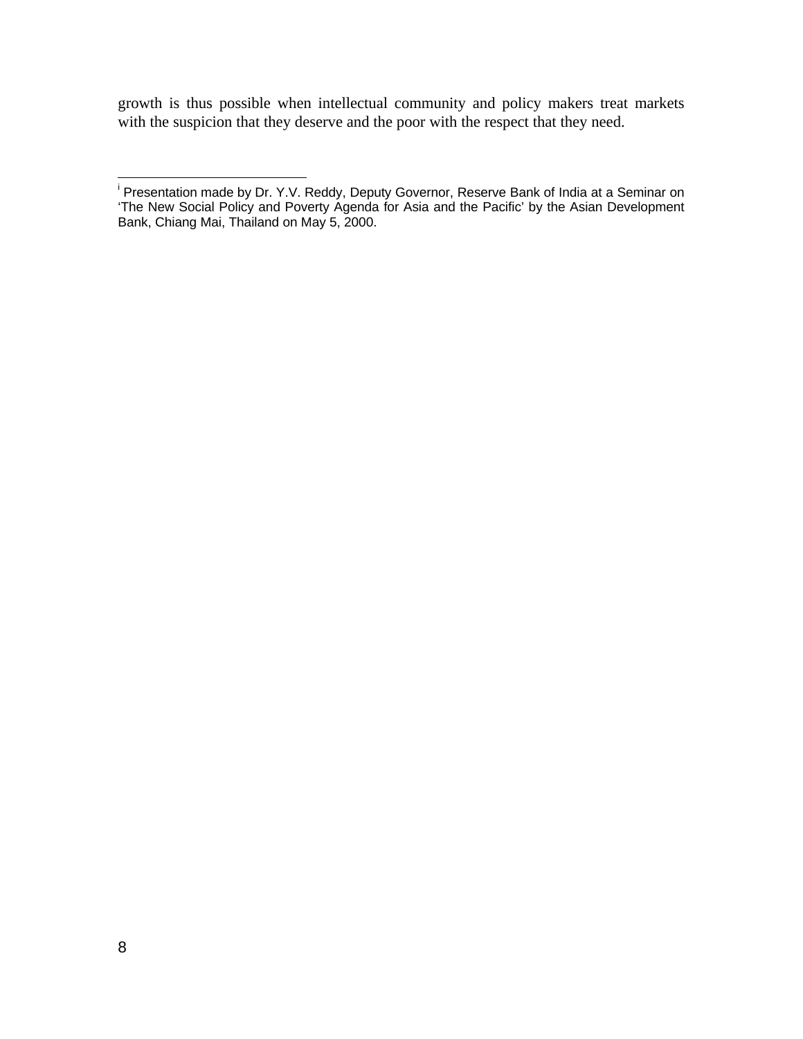growth is thus possible when intellectual community and policy makers treat markets with the suspicion that they deserve and the poor with the respect that they need.

---

[i] Presentation made by Dr. Y.V. Reddy, Deputy Governor, Reserve Bank of India at a Seminar on 'The New Social Policy and Poverty Agenda for Asia and the Pacific' by the Asian Development Bank, Chiang Mai, Thailand on May 5, 2000.